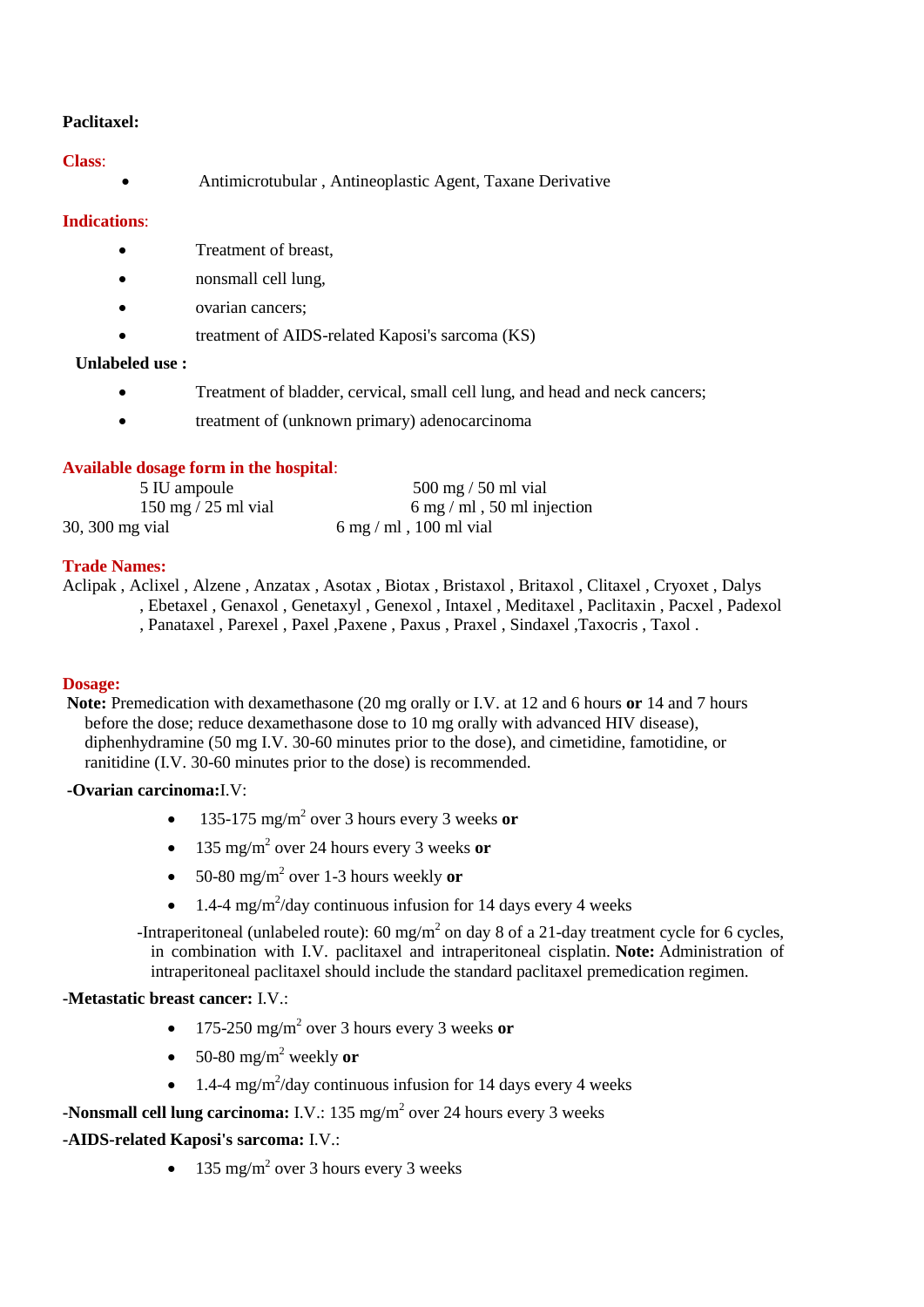**Paclitaxel:**

**Class**:

- Antimicrotubular , Antineoplastic Agent, Taxane Derivative

**Indications**:

- Treatment of breast,
- nonsmall cell lung,
- ovarian cancers;
- treatment of AIDS-related Kaposi's sarcoma (KS)

**Unlabeled use :**

- Treatment of bladder, cervical, small cell lung, and head and neck cancers;
- treatment of (unknown primary) adenocarcinoma

**Available dosage form in the hospital**:

5 IU ampoule
500 mg / 50 ml vial
150 mg / 25 ml vial
6 mg / ml , 50 ml injection
30, 300 mg vial
6 mg / ml , 100 ml vial

**Trade Names:**

Aclipak , Aclixel , Alzene , Anzatax , Asotax , Biotax , Bristaxol , Britaxol , Clitaxel , Cryoxet , Dalys , Ebetaxel , Genaxol , Genetaxyl , Genexol , Intaxel , Meditaxel , Paclitaxin , Pacxel , Padexol , Panataxel , Parexel , Paxel ,Paxene , Paxus , Praxel , Sindaxel ,Taxocris , Taxol .

**Dosage:**

**Note:** Premedication with dexamethasone (20 mg orally or I.V. at 12 and 6 hours **or** 14 and 7 hours before the dose; reduce dexamethasone dose to 10 mg orally with advanced HIV disease), diphenhydramine (50 mg I.V. 30-60 minutes prior to the dose), and cimetidine, famotidine, or ranitidine (I.V. 30-60 minutes prior to the dose) is recommended.

**-Ovarian carcinoma:** I.V:

- 135-175 mg/m$^2$ over 3 hours every 3 weeks **or**
- 135 mg/m$^2$ over 24 hours every 3 weeks **or**
- 50-80 mg/m$^2$ over 1-3 hours weekly **or**
- 1.4-4 mg/m$^2$/day continuous infusion for 14 days every 4 weeks

-Intraperitoneal (unlabeled route): 60 mg/m$^2$ on day 8 of a 21-day treatment cycle for 6 cycles, in combination with I.V. paclitaxel and intraperitoneal cisplatin. **Note:** Administration of intraperitoneal paclitaxel should include the standard paclitaxel premedication regimen.

**-Metastatic breast cancer:** I.V.:

- 175-250 mg/m$^2$ over 3 hours every 3 weeks **or**
- 50-80 mg/m$^2$ weekly **or**
- 1.4-4 mg/m$^2$/day continuous infusion for 14 days every 4 weeks

**-Nonsmall cell lung carcinoma:** I.V.: 135 mg/m$^2$ over 24 hours every 3 weeks

**-AIDS-related Kaposi's sarcoma:** I.V.:

- 135 mg/m$^2$ over 3 hours every 3 weeks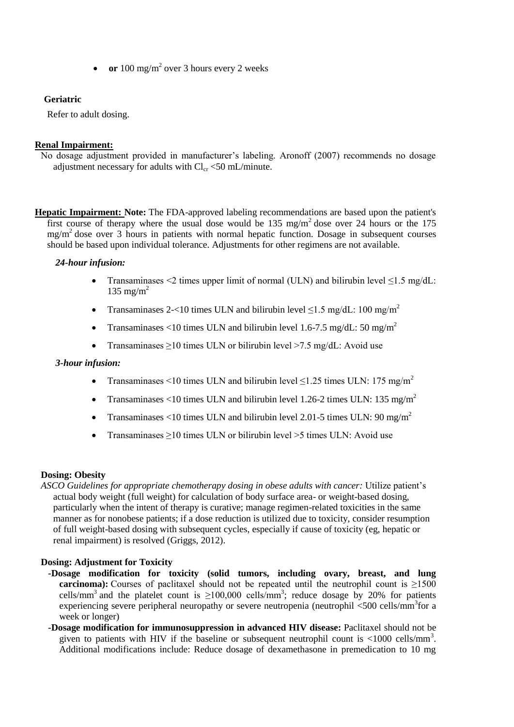- **or** 100 mg/m$^2$ over 3 hours every 2 weeks

**Geriatric**

Refer to adult dosing.

**Renal Impairment:**

No dosage adjustment provided in manufacturer's labeling. Aronoff (2007) recommends no dosage adjustment necessary for adults with $Cl_{cr}$ <50 mL/minute.

**Hepatic Impairment: Note:** The FDA-approved labeling recommendations are based upon the patient's first course of therapy where the usual dose would be 135 mg/m$^2$ dose over 24 hours or the 175 mg/m$^2$ dose over 3 hours in patients with normal hepatic function. Dosage in subsequent courses should be based upon individual tolerance. Adjustments for other regimens are not available.

***24-hour infusion:***

- Transaminases <2 times upper limit of normal (ULN) and bilirubin level ≤1.5 mg/dL: 135 mg/m$^2$
- Transaminases 2-<10 times ULN and bilirubin level ≤1.5 mg/dL: 100 mg/m$^2$
- Transaminases <10 times ULN and bilirubin level 1.6-7.5 mg/dL: 50 mg/m$^2$
- Transaminases ≥10 times ULN or bilirubin level >7.5 mg/dL: Avoid use

***3-hour infusion:***

- Transaminases <10 times ULN and bilirubin level ≤1.25 times ULN: 175 mg/m$^2$
- Transaminases <10 times ULN and bilirubin level 1.26-2 times ULN: 135 mg/m$^2$
- Transaminases <10 times ULN and bilirubin level 2.01-5 times ULN: 90 mg/m$^2$
- Transaminases ≥10 times ULN or bilirubin level >5 times ULN: Avoid use

**Dosing: Obesity**

*ASCO Guidelines for appropriate chemotherapy dosing in obese adults with cancer:* Utilize patient's actual body weight (full weight) for calculation of body surface area- or weight-based dosing, particularly when the intent of therapy is curative; manage regimen-related toxicities in the same manner as for nonobese patients; if a dose reduction is utilized due to toxicity, consider resumption of full weight-based dosing with subsequent cycles, especially if cause of toxicity (eg, hepatic or renal impairment) is resolved (Griggs, 2012).

**Dosing: Adjustment for Toxicity**

**-Dosage modification for toxicity (solid tumors, including ovary, breast, and lung carcinoma):** Courses of paclitaxel should not be repeated until the neutrophil count is ≥1500 cells/mm$^3$ and the platelet count is ≥100,000 cells/mm$^3$; reduce dosage by 20% for patients experiencing severe peripheral neuropathy or severe neutropenia (neutrophil <500 cells/mm$^3$for a week or longer)

**-Dosage modification for immunosuppression in advanced HIV disease:** Paclitaxel should not be given to patients with HIV if the baseline or subsequent neutrophil count is <1000 cells/mm$^3$. Additional modifications include: Reduce dosage of dexamethasone in premedication to 10 mg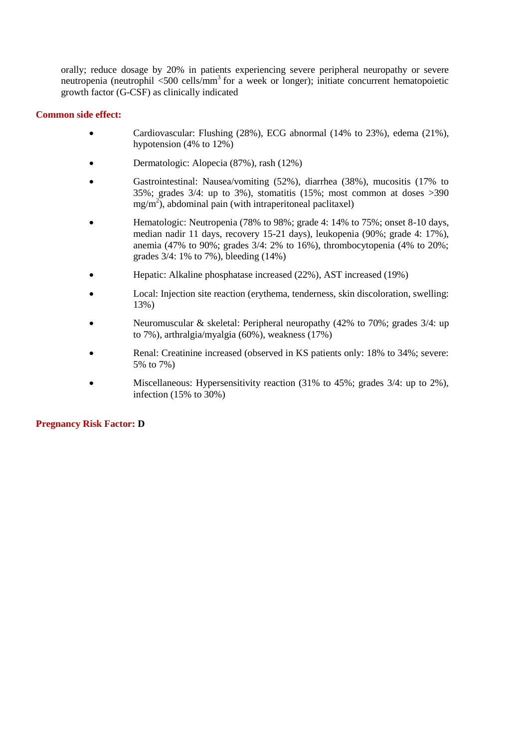orally; reduce dosage by 20% in patients experiencing severe peripheral neuropathy or severe neutropenia (neutrophil <500 cells/$mm^3$ for a week or longer); initiate concurrent hematopoietic growth factor (G-CSF) as clinically indicated

**Common side effect:**

- Cardiovascular: Flushing (28%), ECG abnormal (14% to 23%), edema (21%), hypotension (4% to 12%)
- Dermatologic: Alopecia (87%), rash (12%)
- Gastrointestinal: Nausea/vomiting (52%), diarrhea (38%), mucositis (17% to 35%; grades 3/4: up to 3%), stomatitis (15%; most common at doses >390 mg/$m^2$), abdominal pain (with intraperitoneal paclitaxel)
- Hematologic: Neutropenia (78% to 98%; grade 4: 14% to 75%; onset 8-10 days, median nadir 11 days, recovery 15-21 days), leukopenia (90%; grade 4: 17%), anemia (47% to 90%; grades 3/4: 2% to 16%), thrombocytopenia (4% to 20%; grades 3/4: 1% to 7%), bleeding (14%)
- Hepatic: Alkaline phosphatase increased (22%), AST increased (19%)
- Local: Injection site reaction (erythema, tenderness, skin discoloration, swelling: 13%)
- Neuromuscular & skeletal: Peripheral neuropathy (42% to 70%; grades 3/4: up to 7%), arthralgia/myalgia (60%), weakness (17%)
- Renal: Creatinine increased (observed in KS patients only: 18% to 34%; severe: 5% to 7%)
- Miscellaneous: Hypersensitivity reaction (31% to 45%; grades 3/4: up to 2%), infection (15% to 30%)

**Pregnancy Risk Factor: D**